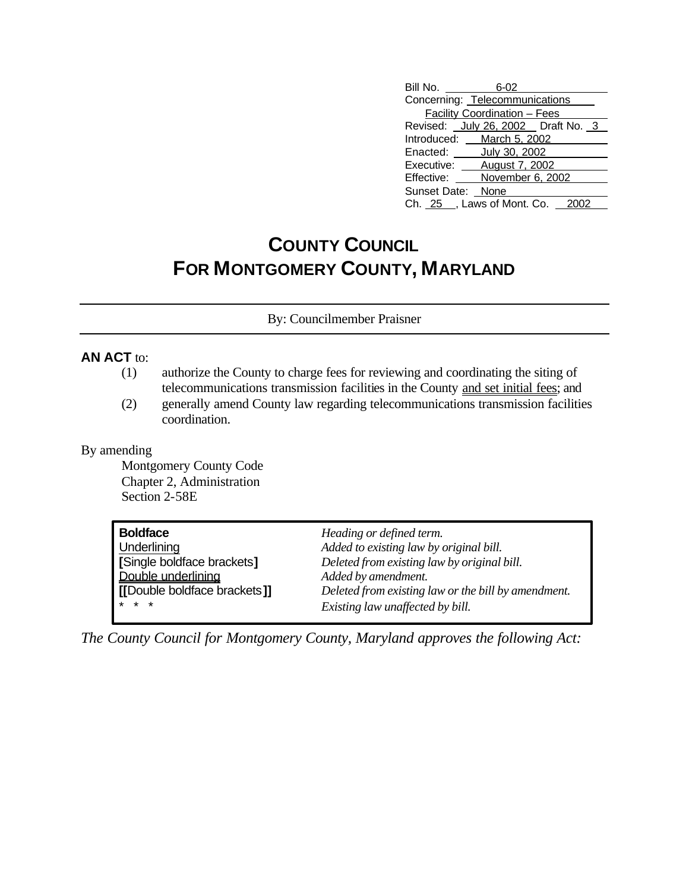Bill No. 6-02
Concerning: Telecommunications Facility Coordination – Fees
Revised: July 26, 2002 Draft No. 3
Introduced: March 5, 2002
Enacted: July 30, 2002
Executive: August 7, 2002
Effective: November 6, 2002
Sunset Date: None
Ch. 25, Laws of Mont. Co. 2002

# COUNTY COUNCIL
# FOR MONTGOMERY COUNTY, MARYLAND

By: Councilmember Praisner

**AN ACT** to:

(1) authorize the County to charge fees for reviewing and coordinating the siting of telecommunications transmission facilities in the County and set initial fees; and

(2) generally amend County law regarding telecommunications transmission facilities coordination.

By amending

Montgomery County Code
Chapter 2, Administration
Section 2-58E

| | |
|---|---|
| **Boldface** | *Heading or defined term.* |
| Underlining | *Added to existing law by original bill.* |
| **[**Single boldface brackets**]** | *Deleted from existing law by original bill.* |
| Double underlining | *Added by amendment.* |
| **[[**Double boldface brackets**]]** | *Deleted from existing law or the bill by amendment.* |
| * * * | *Existing law unaffected by bill.* |

*The County Council for Montgomery County, Maryland approves the following Act:*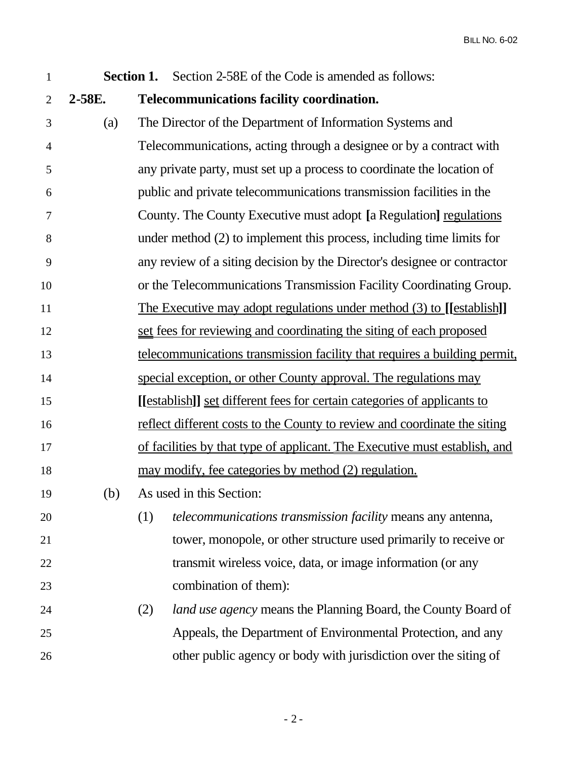**Section 1.** Section 2-58E of the Code is amended as follows:

**2-58E. Telecommunications facility coordination.**

(a) The Director of the Department of Information Systems and Telecommunications, acting through a designee or by a contract with any private party, must set up a process to coordinate the location of public and private telecommunications transmission facilities in the County. The County Executive must adopt **[**a Regulation**]** <u>regulations</u> under method (2) to implement this process, including time limits for any review of a siting decision by the Director's designee or contractor or the Telecommunications Transmission Facility Coordinating Group. <u>The Executive may adopt regulations under method (3) to</u> **[[**<u>establish</u>**]]** <u>set fees for reviewing and coordinating the siting of each proposed telecommunications transmission facility that requires a building permit, special exception, or other County approval. The regulations may</u> **[[**<u>establish</u>**]]** <u>set different fees for certain categories of applicants to reflect different costs to the County to review and coordinate the siting of facilities by that type of applicant. The Executive must establish, and may modify, fee categories by method (2) regulation.</u>

(b) As used in this Section:

(1) *telecommunications transmission facility* means any antenna, tower, monopole, or other structure used primarily to receive or transmit wireless voice, data, or image information (or any combination of them):

(2) *land use agency* means the Planning Board, the County Board of Appeals, the Department of Environmental Protection, and any other public agency or body with jurisdiction over the siting of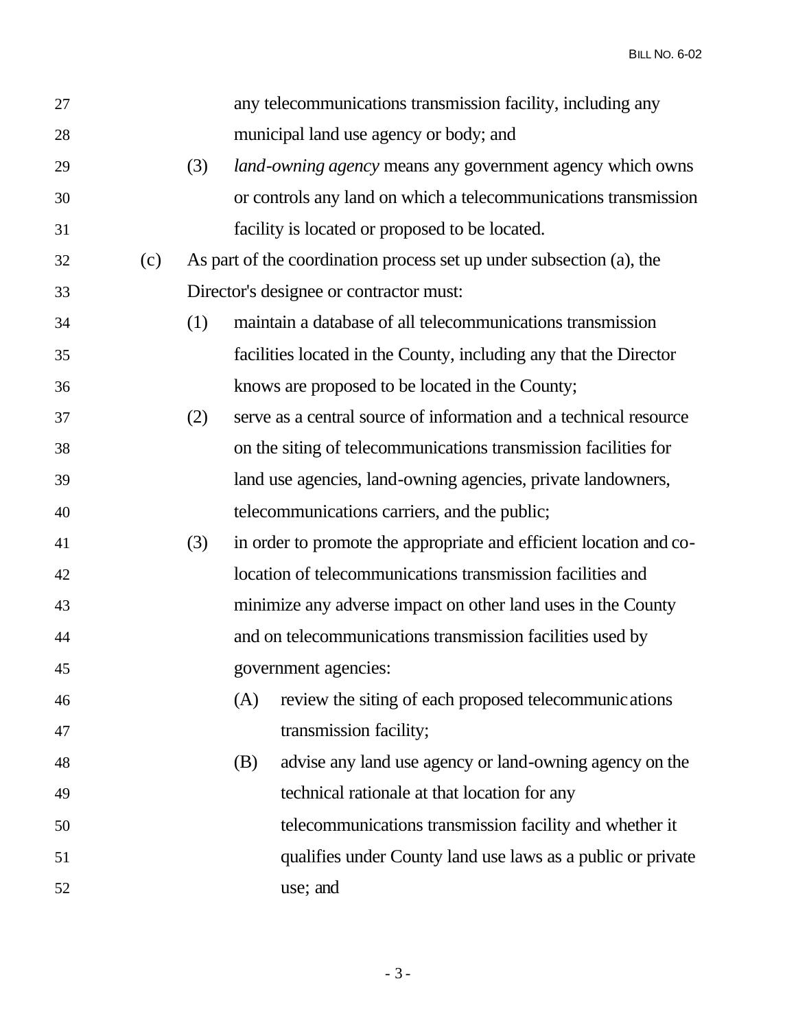any telecommunications transmission facility, including any municipal land use agency or body; and

(3) *land-owning agency* means any government agency which owns or controls any land on which a telecommunications transmission facility is located or proposed to be located.

(c) As part of the coordination process set up under subsection (a), the Director's designee or contractor must:

(1) maintain a database of all telecommunications transmission facilities located in the County, including any that the Director knows are proposed to be located in the County;

(2) serve as a central source of information and a technical resource on the siting of telecommunications transmission facilities for land use agencies, land-owning agencies, private landowners, telecommunications carriers, and the public;

(3) in order to promote the appropriate and efficient location and co-location of telecommunications transmission facilities and minimize any adverse impact on other land uses in the County and on telecommunications transmission facilities used by government agencies:

(A) review the siting of each proposed telecommunications transmission facility;

(B) advise any land use agency or land-owning agency on the technical rationale at that location for any telecommunications transmission facility and whether it qualifies under County land use laws as a public or private use; and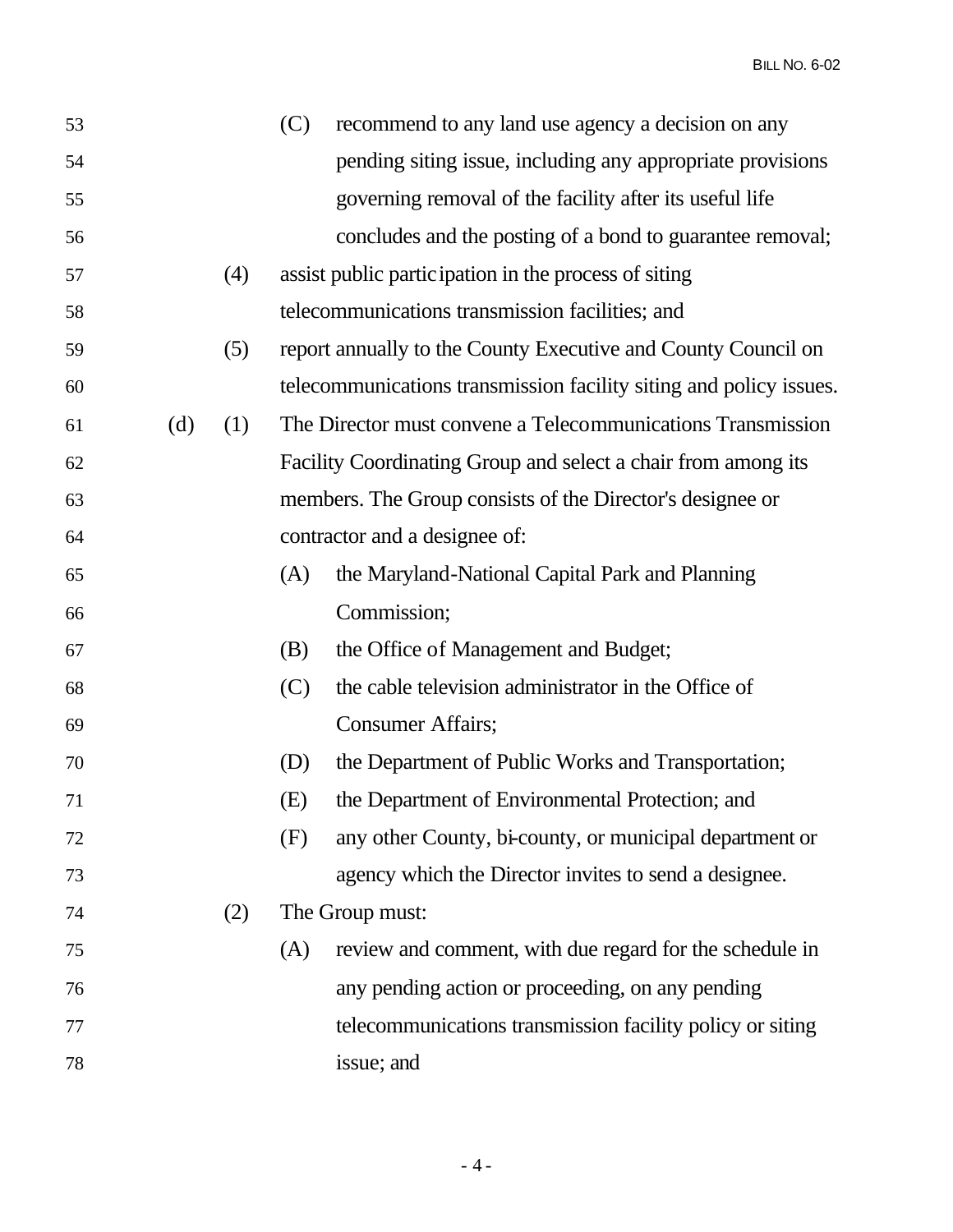53 (C) recommend to any land use agency a decision on any
54 pending siting issue, including any appropriate provisions
55 governing removal of the facility after its useful life
56 concludes and the posting of a bond to guarantee removal;

57 (4) assist public participation in the process of siting
58 telecommunications transmission facilities; and

59 (5) report annually to the County Executive and County Council on
60 telecommunications transmission facility siting and policy issues.

61 (d) (1) The Director must convene a Telecommunications Transmission
62 Facility Coordinating Group and select a chair from among its
63 members. The Group consists of the Director's designee or
64 contractor and a designee of:

65 (A) the Maryland-National Capital Park and Planning
66 Commission;

67 (B) the Office of Management and Budget;

68 (C) the cable television administrator in the Office of
69 Consumer Affairs;

70 (D) the Department of Public Works and Transportation;

71 (E) the Department of Environmental Protection; and

72 (F) any other County, bi-county, or municipal department or
73 agency which the Director invites to send a designee.

74 (2) The Group must:

75 (A) review and comment, with due regard for the schedule in
76 any pending action or proceeding, on any pending
77 telecommunications transmission facility policy or siting
78 issue; and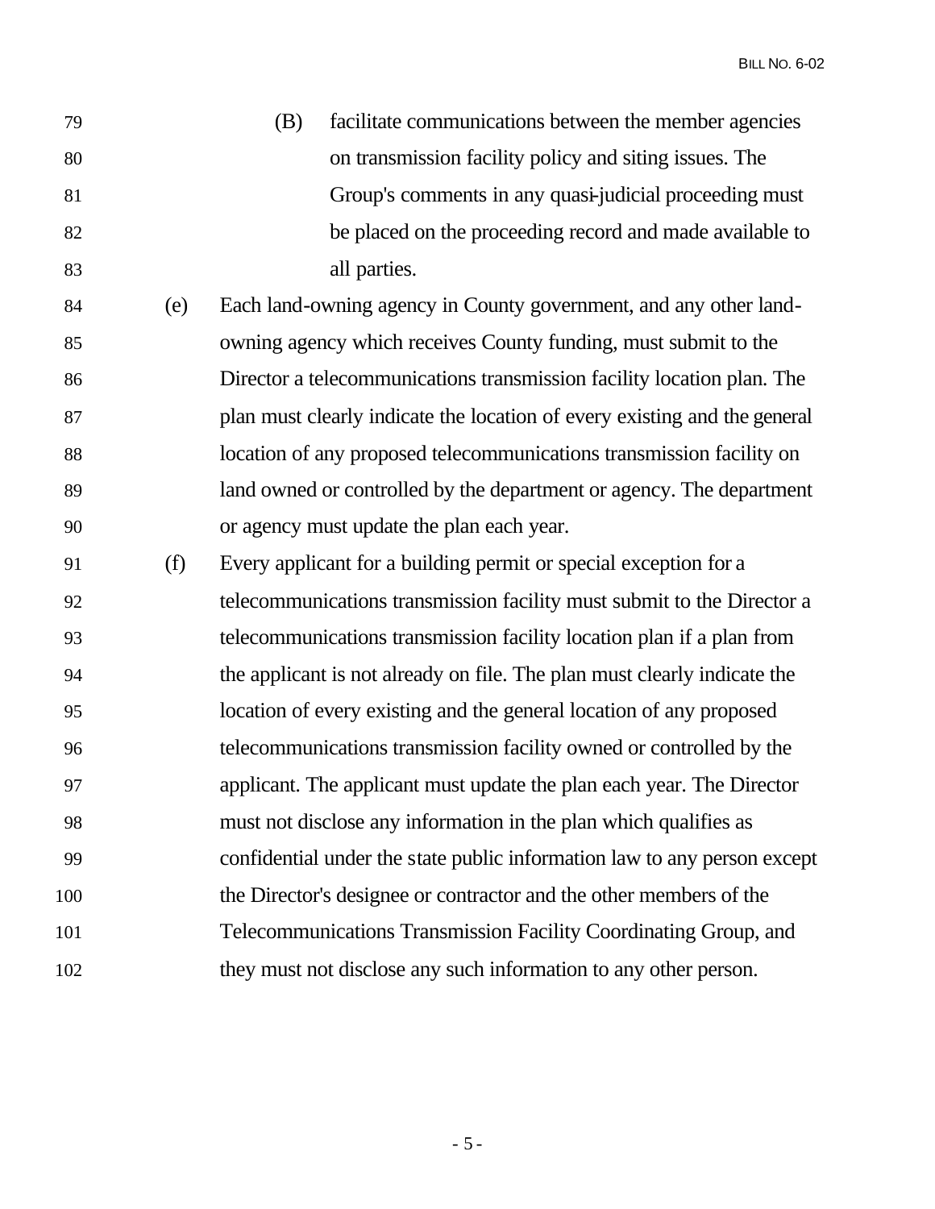(B) facilitate communications between the member agencies on transmission facility policy and siting issues. The Group's comments in any quasi-judicial proceeding must be placed on the proceeding record and made available to all parties.

(e) Each land-owning agency in County government, and any other land-owning agency which receives County funding, must submit to the Director a telecommunications transmission facility location plan. The plan must clearly indicate the location of every existing and the general location of any proposed telecommunications transmission facility on land owned or controlled by the department or agency. The department or agency must update the plan each year.

(f) Every applicant for a building permit or special exception for a telecommunications transmission facility must submit to the Director a telecommunications transmission facility location plan if a plan from the applicant is not already on file. The plan must clearly indicate the location of every existing and the general location of any proposed telecommunications transmission facility owned or controlled by the applicant. The applicant must update the plan each year. The Director must not disclose any information in the plan which qualifies as confidential under the state public information law to any person except the Director's designee or contractor and the other members of the Telecommunications Transmission Facility Coordinating Group, and they must not disclose any such information to any other person.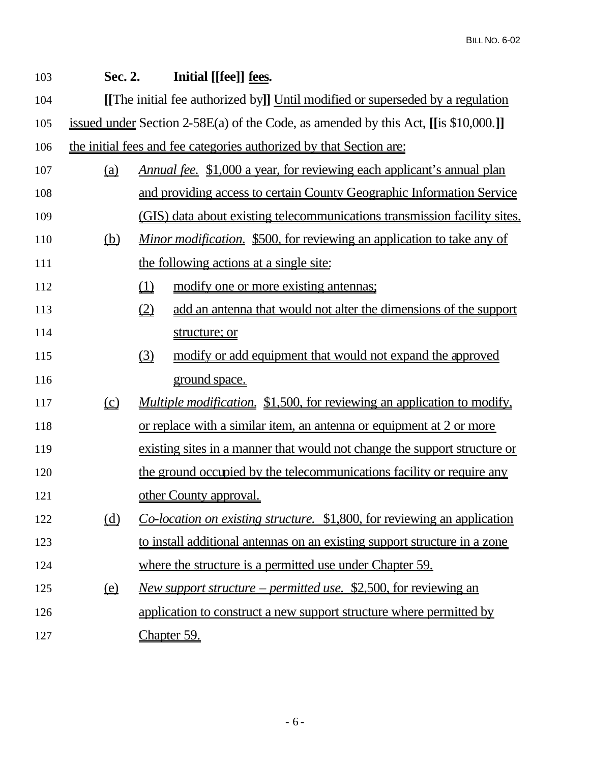**Sec. 2. Initial [[fee]] fees.**

**[[**The initial fee authorized by**]]** Until modified or superseded by a regulation issued under Section 2-58E(a) of the Code, as amended by this Act, **[[**is $10,000.**]]** the initial fees and fee categories authorized by that Section are:

(a) *Annual fee.* $1,000 a year, for reviewing each applicant's annual plan and providing access to certain County Geographic Information Service (GIS) data about existing telecommunications transmission facility sites.

(b) *Minor modification.* $500, for reviewing an application to take any of the following actions at a single site:

(1) modify one or more existing antennas;

(2) add an antenna that would not alter the dimensions of the support structure; or

(3) modify or add equipment that would not expand the approved ground space.

(c) *Multiple modification.* $1,500, for reviewing an application to modify, or replace with a similar item, an antenna or equipment at 2 or more existing sites in a manner that would not change the support structure or the ground occupied by the telecommunications facility or require any other County approval.

(d) *Co-location on existing structure.* $1,800, for reviewing an application to install additional antennas on an existing support structure in a zone where the structure is a permitted use under Chapter 59.

(e) *New support structure – permitted use.* $2,500, for reviewing an application to construct a new support structure where permitted by Chapter 59.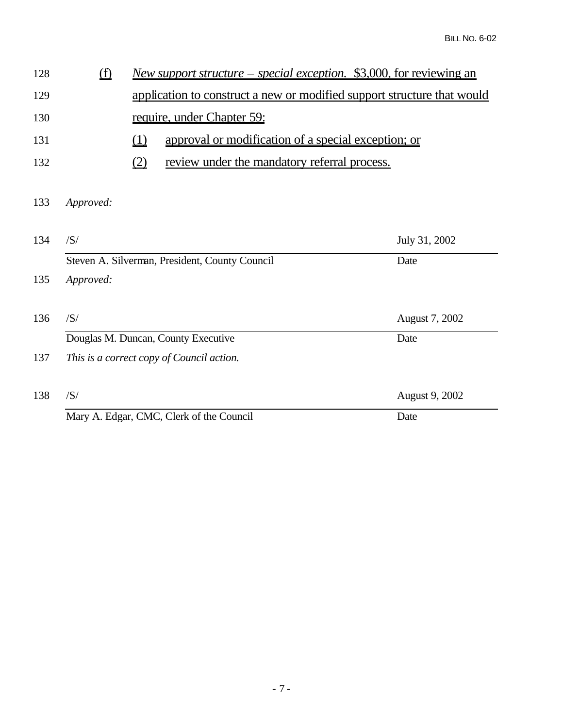(f) *New support structure – special exception.* $3,000, for reviewing an application to construct a new or modified support structure that would require, under Chapter 59:

(1) approval or modification of a special exception; or

(2) review under the mandatory referral process.

*Approved:*

| | |
|---|---|
| /S/ | July 31, 2002 |
| Steven A. Silverman, President, County Council | Date |

*Approved:*

| | |
|---|---|
| /S/ | August 7, 2002 |
| Douglas M. Duncan, County Executive | Date |

*This is a correct copy of Council action.*

| | |
|---|---|
| /S/ | August 9, 2002 |
| Mary A. Edgar, CMC, Clerk of the Council | Date |